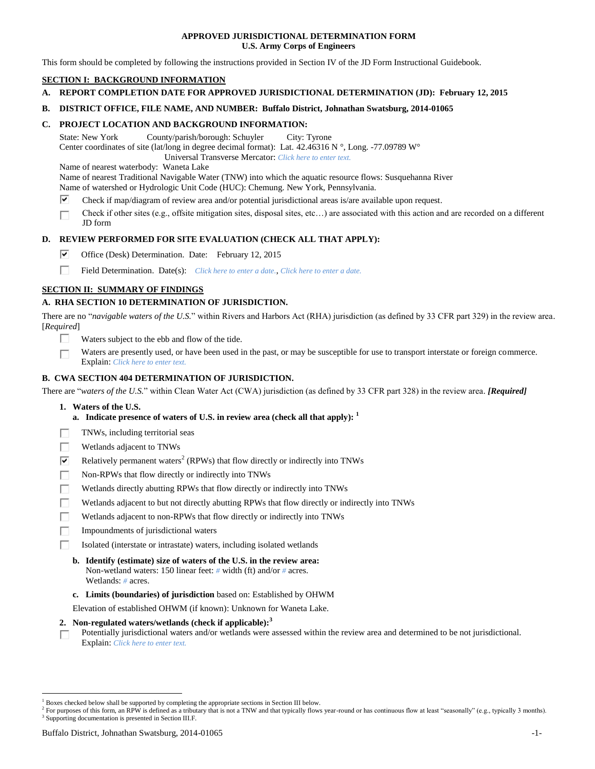**APPROVED JURISDICTIONAL DETERMINATION FORM**
**U.S. Army Corps of Engineers**

This form should be completed by following the instructions provided in Section IV of the JD Form Instructional Guidebook.

## SECTION I: BACKGROUND INFORMATION

**A. REPORT COMPLETION DATE FOR APPROVED JURISDICTIONAL DETERMINATION (JD): February 12, 2015**

**B. DISTRICT OFFICE, FILE NAME, AND NUMBER: Buffalo District, Johnathan Swatsburg, 2014-01065**

**C. PROJECT LOCATION AND BACKGROUND INFORMATION:**

State: New York  County/parish/borough: Schuyler  City: Tyrone
Center coordinates of site (lat/long in degree decimal format): Lat. 42.46316 N °, Long. -77.09789 W°
Universal Transverse Mercator: *Click here to enter text.*
Name of nearest waterbody: Waneta Lake
Name of nearest Traditional Navigable Water (TNW) into which the aquatic resource flows: Susquehanna River
Name of watershed or Hydrologic Unit Code (HUC): Chemung. New York, Pennsylvania.

- [x] Check if map/diagram of review area and/or potential jurisdictional areas is/are available upon request.
- [ ] Check if other sites (e.g., offsite mitigation sites, disposal sites, etc…) are associated with this action and are recorded on a different JD form

**D. REVIEW PERFORMED FOR SITE EVALUATION (CHECK ALL THAT APPLY):**

- [x] Office (Desk) Determination. Date: February 12, 2015
- [ ] Field Determination. Date(s): *Click here to enter a date.*, *Click here to enter a date.*

## SECTION II: SUMMARY OF FINDINGS

**A. RHA SECTION 10 DETERMINATION OF JURISDICTION.**

There are no "*navigable waters of the U.S.*" within Rivers and Harbors Act (RHA) jurisdiction (as defined by 33 CFR part 329) in the review area. [*Required*]

- [ ] Waters subject to the ebb and flow of the tide.
- [ ] Waters are presently used, or have been used in the past, or may be susceptible for use to transport interstate or foreign commerce. Explain: *Click here to enter text.*

**B. CWA SECTION 404 DETERMINATION OF JURISDICTION.**

There are "*waters of the U.S.*" within Clean Water Act (CWA) jurisdiction (as defined by 33 CFR part 328) in the review area. ***[Required]***

**1. Waters of the U.S.**

**a. Indicate presence of waters of U.S. in review area (check all that apply):** [1]

- [ ] TNWs, including territorial seas
- [ ] Wetlands adjacent to TNWs
- [x] Relatively permanent waters[2] (RPWs) that flow directly or indirectly into TNWs
- [ ] Non-RPWs that flow directly or indirectly into TNWs
- [ ] Wetlands directly abutting RPWs that flow directly or indirectly into TNWs
- [ ] Wetlands adjacent to but not directly abutting RPWs that flow directly or indirectly into TNWs
- [ ] Wetlands adjacent to non-RPWs that flow directly or indirectly into TNWs
- [ ] Impoundments of jurisdictional waters
- [ ] Isolated (interstate or intrastate) waters, including isolated wetlands

**b. Identify (estimate) size of waters of the U.S. in the review area:**
Non-wetland waters: 150 linear feet: # width (ft) and/or # acres.
Wetlands: # acres.

**c. Limits (boundaries) of jurisdiction** based on: Established by OHWM

Elevation of established OHWM (if known): Unknown for Waneta Lake.

**2. Non-regulated waters/wetlands (check if applicable):**[3]

- [ ] Potentially jurisdictional waters and/or wetlands were assessed within the review area and determined to be not jurisdictional. Explain: *Click here to enter text.*

---

[1] Boxes checked below shall be supported by completing the appropriate sections in Section III below.
[2] For purposes of this form, an RPW is defined as a tributary that is not a TNW and that typically flows year-round or has continuous flow at least "seasonally" (e.g., typically 3 months).
[3] Supporting documentation is presented in Section III.F.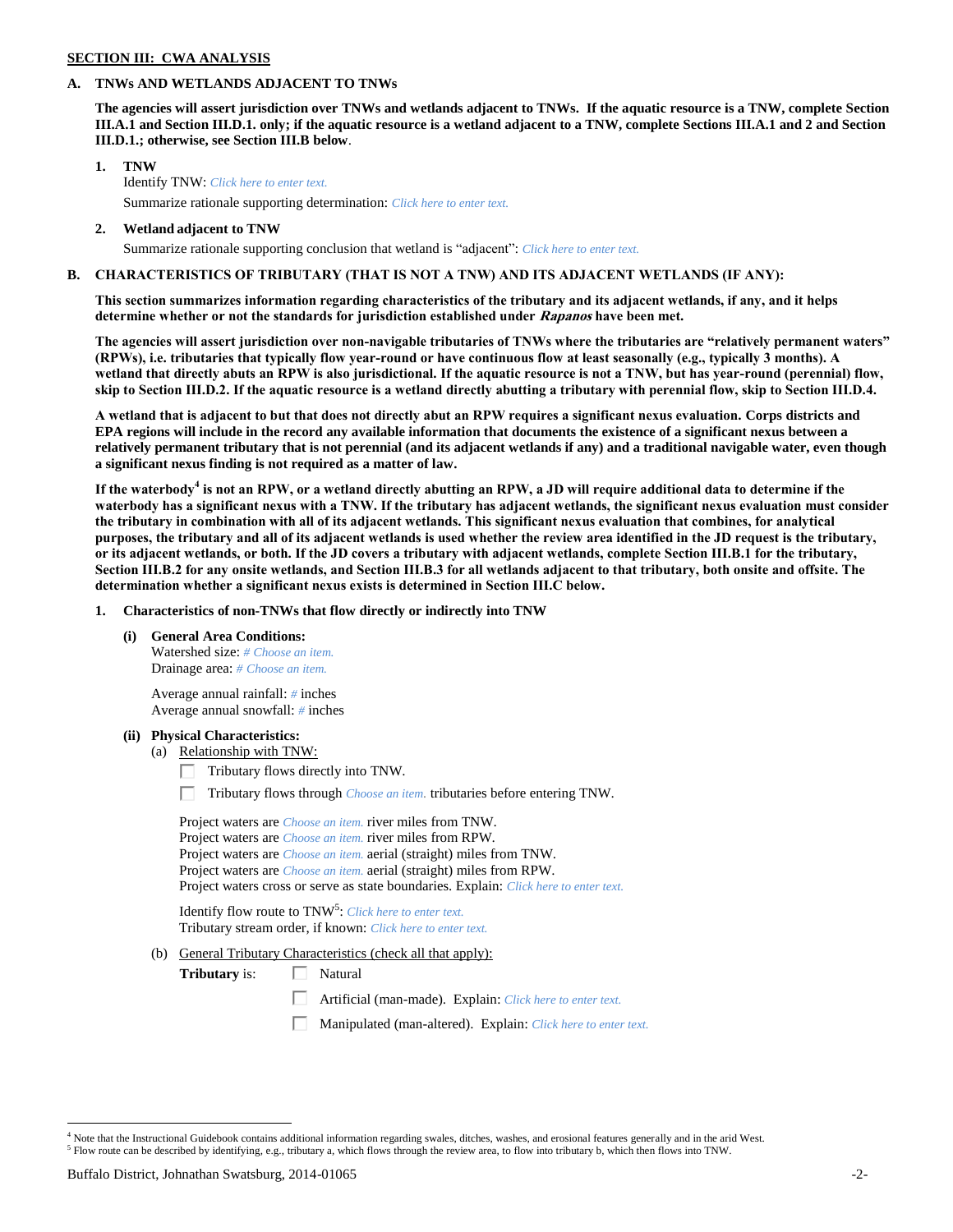**SECTION III: CWA ANALYSIS**

**A. TNWs AND WETLANDS ADJACENT TO TNWs**

**The agencies will assert jurisdiction over TNWs and wetlands adjacent to TNWs. If the aquatic resource is a TNW, complete Section III.A.1 and Section III.D.1. only; if the aquatic resource is a wetland adjacent to a TNW, complete Sections III.A.1 and 2 and Section III.D.1.; otherwise, see Section III.B below**.

**1. TNW**

Identify TNW: *Click here to enter text.*

Summarize rationale supporting determination: *Click here to enter text.*

**2. Wetland adjacent to TNW**

Summarize rationale supporting conclusion that wetland is "adjacent": *Click here to enter text.*

**B. CHARACTERISTICS OF TRIBUTARY (THAT IS NOT A TNW) AND ITS ADJACENT WETLANDS (IF ANY):**

**This section summarizes information regarding characteristics of the tributary and its adjacent wetlands, if any, and it helps determine whether or not the standards for jurisdiction established under *Rapanos* have been met.**

**The agencies will assert jurisdiction over non-navigable tributaries of TNWs where the tributaries are "relatively permanent waters" (RPWs), i.e. tributaries that typically flow year-round or have continuous flow at least seasonally (e.g., typically 3 months). A wetland that directly abuts an RPW is also jurisdictional. If the aquatic resource is not a TNW, but has year-round (perennial) flow, skip to Section III.D.2. If the aquatic resource is a wetland directly abutting a tributary with perennial flow, skip to Section III.D.4.**

**A wetland that is adjacent to but that does not directly abut an RPW requires a significant nexus evaluation. Corps districts and EPA regions will include in the record any available information that documents the existence of a significant nexus between a relatively permanent tributary that is not perennial (and its adjacent wetlands if any) and a traditional navigable water, even though a significant nexus finding is not required as a matter of law.**

**If the waterbody[4] is not an RPW, or a wetland directly abutting an RPW, a JD will require additional data to determine if the waterbody has a significant nexus with a TNW. If the tributary has adjacent wetlands, the significant nexus evaluation must consider the tributary in combination with all of its adjacent wetlands. This significant nexus evaluation that combines, for analytical purposes, the tributary and all of its adjacent wetlands is used whether the review area identified in the JD request is the tributary, or its adjacent wetlands, or both. If the JD covers a tributary with adjacent wetlands, complete Section III.B.1 for the tributary, Section III.B.2 for any onsite wetlands, and Section III.B.3 for all wetlands adjacent to that tributary, both onsite and offsite. The determination whether a significant nexus exists is determined in Section III.C below.**

**1. Characteristics of non-TNWs that flow directly or indirectly into TNW**

**(i) General Area Conditions:**

Watershed size: *# Choose an item.*
Drainage area: *# Choose an item.*

Average annual rainfall: *#* inches
Average annual snowfall: *#* inches

**(ii) Physical Characteristics:**

(a) Relationship with TNW:

☐ Tributary flows directly into TNW.

☐ Tributary flows through *Choose an item.* tributaries before entering TNW.

Project waters are *Choose an item.* river miles from TNW.
Project waters are *Choose an item.* river miles from RPW.
Project waters are *Choose an item.* aerial (straight) miles from TNW.
Project waters are *Choose an item.* aerial (straight) miles from RPW.
Project waters cross or serve as state boundaries. Explain: *Click here to enter text.*

Identify flow route to TNW[5]: *Click here to enter text.*
Tributary stream order, if known: *Click here to enter text.*

(b) General Tributary Characteristics (check all that apply):

**Tributary** is:

☐ Natural

☐ Artificial (man-made). Explain: *Click here to enter text.*

☐ Manipulated (man-altered). Explain: *Click here to enter text.*

---

[4] Note that the Instructional Guidebook contains additional information regarding swales, ditches, washes, and erosional features generally and in the arid West.

[5] Flow route can be described by identifying, e.g., tributary a, which flows through the review area, to flow into tributary b, which then flows into TNW.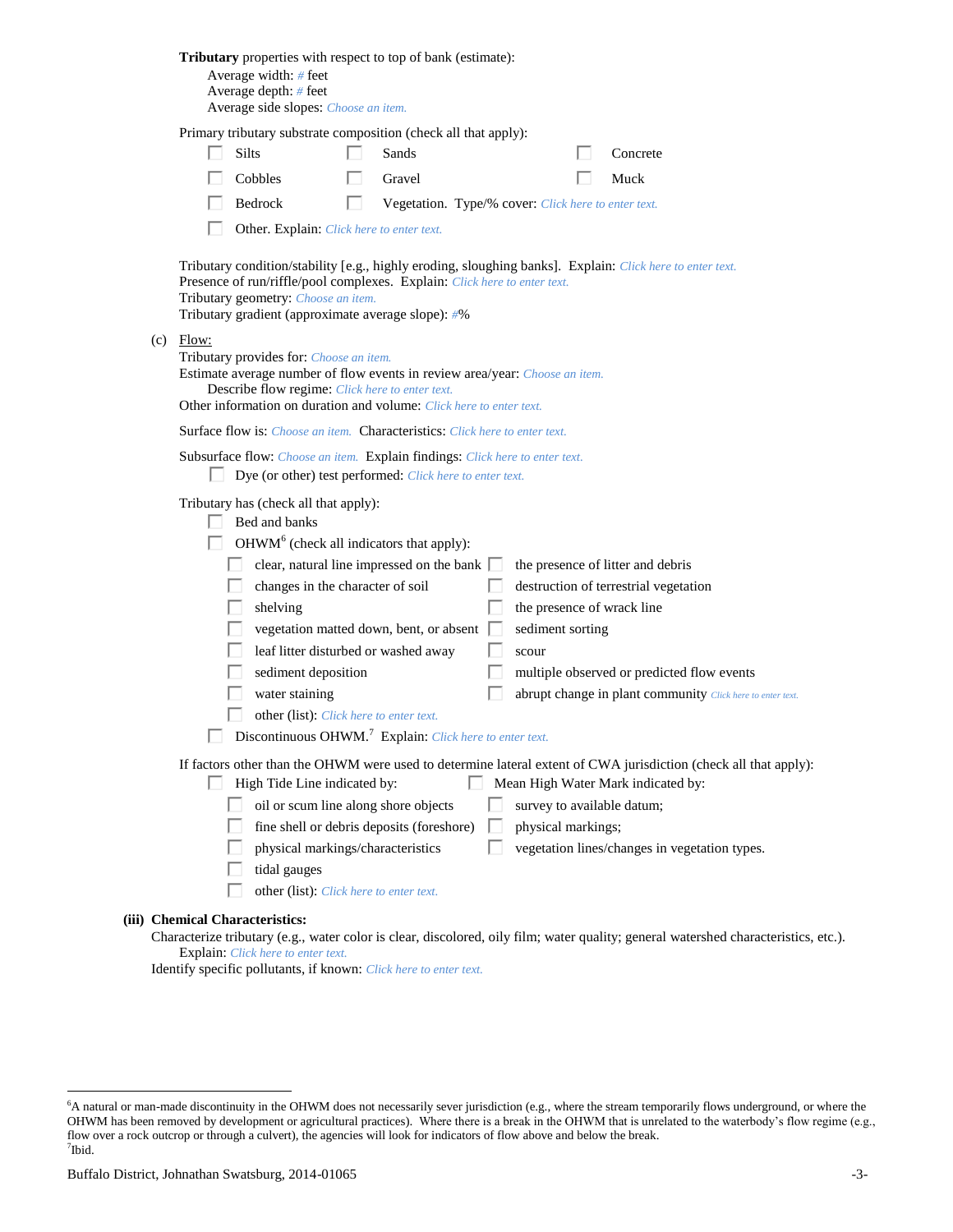**Tributary** properties with respect to top of bank (estimate):

Average width: # feet
Average depth: # feet
Average side slopes: Choose an item.

Primary tributary substrate composition (check all that apply):

- ☐ Silts
- ☐ Sands
- ☐ Concrete
- ☐ Cobbles
- ☐ Gravel
- ☐ Muck
- ☐ Bedrock
- ☐ Vegetation. Type/% cover: Click here to enter text.
- ☐ Other. Explain: Click here to enter text.

Tributary condition/stability [e.g., highly eroding, sloughing banks]. Explain: Click here to enter text.
Presence of run/riffle/pool complexes. Explain: Click here to enter text.
Tributary geometry: Choose an item.
Tributary gradient (approximate average slope): #%

(c) Flow:

Tributary provides for: Choose an item.
Estimate average number of flow events in review area/year: Choose an item.
Describe flow regime: Click here to enter text.
Other information on duration and volume: Click here to enter text.

Surface flow is: Choose an item. Characteristics: Click here to enter text.

Subsurface flow: Choose an item. Explain findings: Click here to enter text.

- ☐ Dye (or other) test performed: Click here to enter text.

Tributary has (check all that apply):

- ☐ Bed and banks
- ☐ OHWM[6] (check all indicators that apply):
  - ☐ clear, natural line impressed on the bank
  - ☐ the presence of litter and debris
  - ☐ changes in the character of soil
  - ☐ destruction of terrestrial vegetation
  - ☐ shelving
  - ☐ the presence of wrack line
  - ☐ vegetation matted down, bent, or absent
  - ☐ sediment sorting
  - ☐ leaf litter disturbed or washed away
  - ☐ scour
  - ☐ sediment deposition
  - ☐ multiple observed or predicted flow events
  - ☐ water staining
  - ☐ abrupt change in plant community Click here to enter text.
  - ☐ other (list): Click here to enter text.
- ☐ Discontinuous OHWM.[7] Explain: Click here to enter text.

If factors other than the OHWM were used to determine lateral extent of CWA jurisdiction (check all that apply):

- ☐ High Tide Line indicated by:
  - ☐ oil or scum line along shore objects
  - ☐ fine shell or debris deposits (foreshore)
  - ☐ physical markings/characteristics
  - ☐ tidal gauges
  - ☐ other (list): Click here to enter text.
- ☐ Mean High Water Mark indicated by:
  - ☐ survey to available datum;
  - ☐ physical markings;
  - ☐ vegetation lines/changes in vegetation types.

**(iii) Chemical Characteristics:**

Characterize tributary (e.g., water color is clear, discolored, oily film; water quality; general watershed characteristics, etc.).
Explain: Click here to enter text.
Identify specific pollutants, if known: Click here to enter text.

---

[6]A natural or man-made discontinuity in the OHWM does not necessarily sever jurisdiction (e.g., where the stream temporarily flows underground, or where the OHWM has been removed by development or agricultural practices). Where there is a break in the OHWM that is unrelated to the waterbody's flow regime (e.g., flow over a rock outcrop or through a culvert), the agencies will look for indicators of flow above and below the break.
[7]Ibid.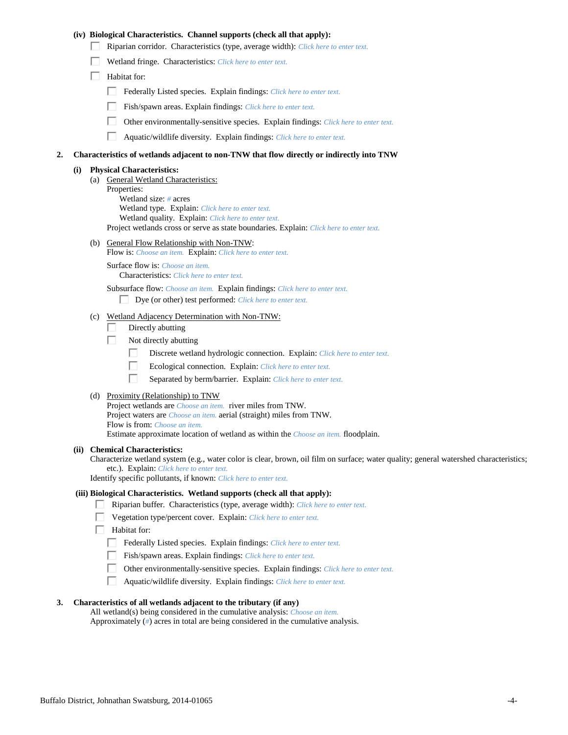**(iv) Biological Characteristics. Channel supports (check all that apply):**

- ☐ Riparian corridor. Characteristics (type, average width): *Click here to enter text.*
- ☐ Wetland fringe. Characteristics: *Click here to enter text.*
- ☐ Habitat for:
  - ☐ Federally Listed species. Explain findings: *Click here to enter text.*
  - ☐ Fish/spawn areas. Explain findings: *Click here to enter text.*
  - ☐ Other environmentally-sensitive species. Explain findings: *Click here to enter text.*
  - ☐ Aquatic/wildlife diversity. Explain findings: *Click here to enter text.*

**2. Characteristics of wetlands adjacent to non-TNW that flow directly or indirectly into TNW**

**(i) Physical Characteristics:**

(a) General Wetland Characteristics:
Properties:
Wetland size: *#* acres
Wetland type. Explain: *Click here to enter text.*
Wetland quality. Explain: *Click here to enter text.*
Project wetlands cross or serve as state boundaries. Explain: *Click here to enter text.*

(b) General Flow Relationship with Non-TNW:
Flow is: *Choose an item.* Explain: *Click here to enter text.*

Surface flow is: *Choose an item.*
Characteristics: *Click here to enter text.*

Subsurface flow: *Choose an item.* Explain findings: *Click here to enter text.*
☐ Dye (or other) test performed: *Click here to enter text.*

(c) Wetland Adjacency Determination with Non-TNW:
- ☐ Directly abutting
- ☐ Not directly abutting
  - ☐ Discrete wetland hydrologic connection. Explain: *Click here to enter text.*
  - ☐ Ecological connection. Explain: *Click here to enter text.*
  - ☐ Separated by berm/barrier. Explain: *Click here to enter text.*

(d) Proximity (Relationship) to TNW
Project wetlands are *Choose an item.* river miles from TNW.
Project waters are *Choose an item.* aerial (straight) miles from TNW.
Flow is from: *Choose an item.*
Estimate approximate location of wetland as within the *Choose an item.* floodplain.

**(ii) Chemical Characteristics:**
Characterize wetland system (e.g., water color is clear, brown, oil film on surface; water quality; general watershed characteristics; etc.). Explain: *Click here to enter text.*
Identify specific pollutants, if known: *Click here to enter text.*

**(iii) Biological Characteristics. Wetland supports (check all that apply):**

- ☐ Riparian buffer. Characteristics (type, average width): *Click here to enter text.*
- ☐ Vegetation type/percent cover. Explain: *Click here to enter text.*
- ☐ Habitat for:
  - ☐ Federally Listed species. Explain findings: *Click here to enter text.*
  - ☐ Fish/spawn areas. Explain findings: *Click here to enter text.*
  - ☐ Other environmentally-sensitive species. Explain findings: *Click here to enter text.*
  - ☐ Aquatic/wildlife diversity. Explain findings: *Click here to enter text.*

**3. Characteristics of all wetlands adjacent to the tributary (if any)**
All wetland(s) being considered in the cumulative analysis: *Choose an item.*
Approximately (*#*) acres in total are being considered in the cumulative analysis.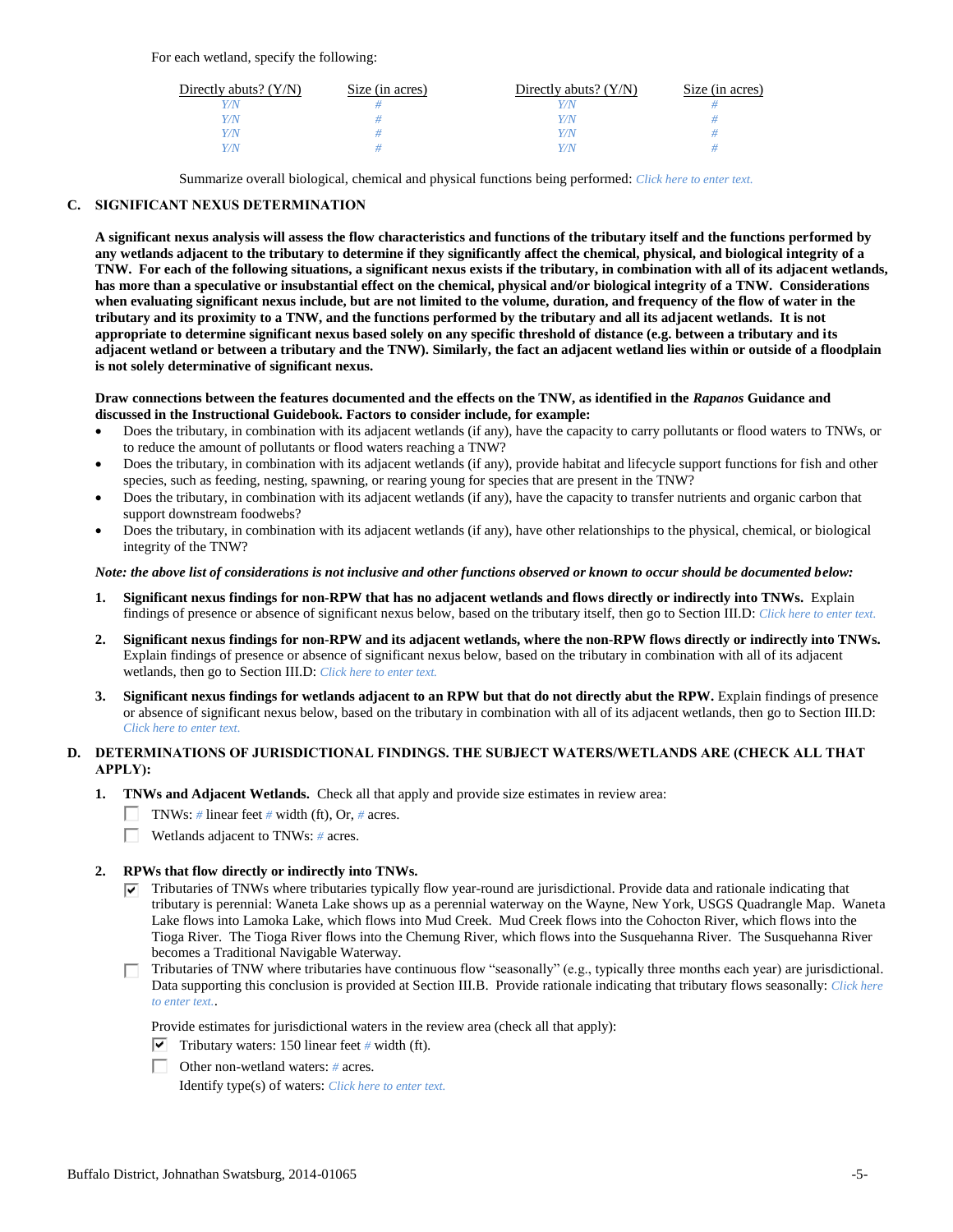For each wetland, specify the following:

| Directly abuts? (Y/N) | Size (in acres) | Directly abuts? (Y/N) | Size (in acres) |
|---|---|---|---|
| Y/N | # | Y/N | # |
| Y/N | # | Y/N | # |
| Y/N | # | Y/N | # |
| Y/N | # | Y/N | # |

Summarize overall biological, chemical and physical functions being performed: *Click here to enter text.*

## C. SIGNIFICANT NEXUS DETERMINATION

**A significant nexus analysis will assess the flow characteristics and functions of the tributary itself and the functions performed by any wetlands adjacent to the tributary to determine if they significantly affect the chemical, physical, and biological integrity of a TNW. For each of the following situations, a significant nexus exists if the tributary, in combination with all of its adjacent wetlands, has more than a speculative or insubstantial effect on the chemical, physical and/or biological integrity of a TNW. Considerations when evaluating significant nexus include, but are not limited to the volume, duration, and frequency of the flow of water in the tributary and its proximity to a TNW, and the functions performed by the tributary and all its adjacent wetlands. It is not appropriate to determine significant nexus based solely on any specific threshold of distance (e.g. between a tributary and its adjacent wetland or between a tributary and the TNW). Similarly, the fact an adjacent wetland lies within or outside of a floodplain is not solely determinative of significant nexus.**

**Draw connections between the features documented and the effects on the TNW, as identified in the *Rapanos* Guidance and discussed in the Instructional Guidebook. Factors to consider include, for example:**

- Does the tributary, in combination with its adjacent wetlands (if any), have the capacity to carry pollutants or flood waters to TNWs, or to reduce the amount of pollutants or flood waters reaching a TNW?
- Does the tributary, in combination with its adjacent wetlands (if any), provide habitat and lifecycle support functions for fish and other species, such as feeding, nesting, spawning, or rearing young for species that are present in the TNW?
- Does the tributary, in combination with its adjacent wetlands (if any), have the capacity to transfer nutrients and organic carbon that support downstream foodwebs?
- Does the tributary, in combination with its adjacent wetlands (if any), have other relationships to the physical, chemical, or biological integrity of the TNW?

***Note: the above list of considerations is not inclusive and other functions observed or known to occur should be documented below:***

1. **Significant nexus findings for non-RPW that has no adjacent wetlands and flows directly or indirectly into TNWs.** Explain findings of presence or absence of significant nexus below, based on the tributary itself, then go to Section III.D: *Click here to enter text.*

2. **Significant nexus findings for non-RPW and its adjacent wetlands, where the non-RPW flows directly or indirectly into TNWs.** Explain findings of presence or absence of significant nexus below, based on the tributary in combination with all of its adjacent wetlands, then go to Section III.D: *Click here to enter text.*

3. **Significant nexus findings for wetlands adjacent to an RPW but that do not directly abut the RPW.** Explain findings of presence or absence of significant nexus below, based on the tributary in combination with all of its adjacent wetlands, then go to Section III.D: *Click here to enter text.*

## D. DETERMINATIONS OF JURISDICTIONAL FINDINGS. THE SUBJECT WATERS/WETLANDS ARE (CHECK ALL THAT APPLY):

1. **TNWs and Adjacent Wetlands.** Check all that apply and provide size estimates in review area:

   ☐ TNWs: # linear feet # width (ft), Or, # acres.

   ☐ Wetlands adjacent to TNWs: # acres.

2. **RPWs that flow directly or indirectly into TNWs.**

   ☑ Tributaries of TNWs where tributaries typically flow year-round are jurisdictional. Provide data and rationale indicating that tributary is perennial: Waneta Lake shows up as a perennial waterway on the Wayne, New York, USGS Quadrangle Map. Waneta Lake flows into Lamoka Lake, which flows into Mud Creek. Mud Creek flows into the Cohocton River, which flows into the Tioga River. The Tioga River flows into the Chemung River, which flows into the Susquehanna River. The Susquehanna River becomes a Traditional Navigable Waterway.

   ☐ Tributaries of TNW where tributaries have continuous flow "seasonally" (e.g., typically three months each year) are jurisdictional. Data supporting this conclusion is provided at Section III.B. Provide rationale indicating that tributary flows seasonally: *Click here to enter text.*.

   Provide estimates for jurisdictional waters in the review area (check all that apply):

   ☑ Tributary waters: 150 linear feet # width (ft).

   ☐ Other non-wetland waters: # acres.

   Identify type(s) of waters: *Click here to enter text.*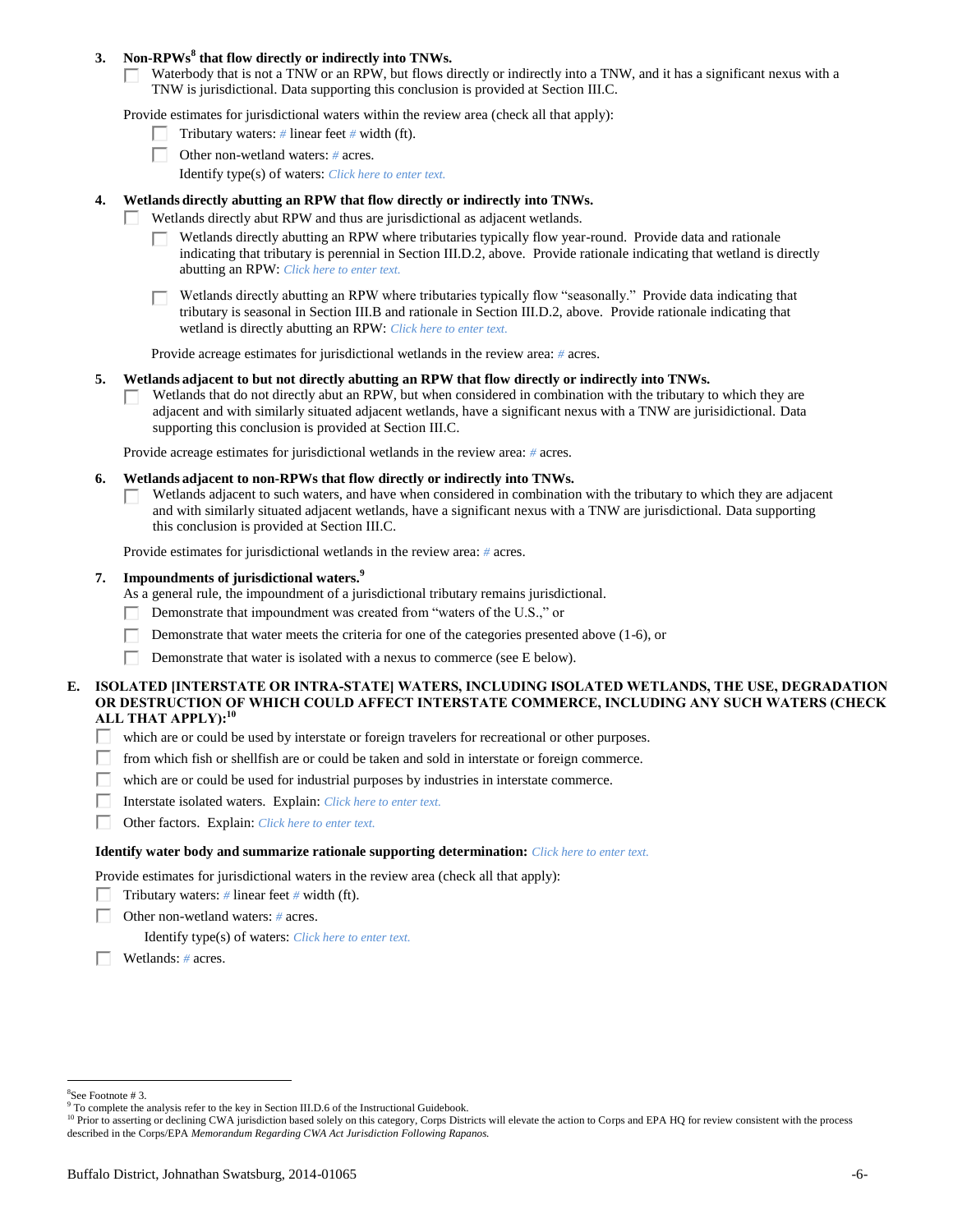3. **Non-RPWs[8] that flow directly or indirectly into TNWs.**

   ☐ Waterbody that is not a TNW or an RPW, but flows directly or indirectly into a TNW, and it has a significant nexus with a TNW is jurisdictional. Data supporting this conclusion is provided at Section III.C.

   Provide estimates for jurisdictional waters within the review area (check all that apply):

   ☐ Tributary waters: *#* linear feet *#* width (ft).

   ☐ Other non-wetland waters: *#* acres.

   Identify type(s) of waters: *Click here to enter text.*

4. **Wetlands directly abutting an RPW that flow directly or indirectly into TNWs.**

   ☐ Wetlands directly abut RPW and thus are jurisdictional as adjacent wetlands.

   ☐ Wetlands directly abutting an RPW where tributaries typically flow year-round. Provide data and rationale indicating that tributary is perennial in Section III.D.2, above. Provide rationale indicating that wetland is directly abutting an RPW: *Click here to enter text.*

   ☐ Wetlands directly abutting an RPW where tributaries typically flow "seasonally." Provide data indicating that tributary is seasonal in Section III.B and rationale in Section III.D.2, above. Provide rationale indicating that wetland is directly abutting an RPW: *Click here to enter text.*

   Provide acreage estimates for jurisdictional wetlands in the review area: *#* acres.

5. **Wetlands adjacent to but not directly abutting an RPW that flow directly or indirectly into TNWs.**

   ☐ Wetlands that do not directly abut an RPW, but when considered in combination with the tributary to which they are adjacent and with similarly situated adjacent wetlands, have a significant nexus with a TNW are jurisidictional. Data supporting this conclusion is provided at Section III.C.

   Provide acreage estimates for jurisdictional wetlands in the review area: *#* acres.

6. **Wetlands adjacent to non-RPWs that flow directly or indirectly into TNWs.**

   ☐ Wetlands adjacent to such waters, and have when considered in combination with the tributary to which they are adjacent and with similarly situated adjacent wetlands, have a significant nexus with a TNW are jurisdictional. Data supporting this conclusion is provided at Section III.C.

   Provide estimates for jurisdictional wetlands in the review area: *#* acres.

7. **Impoundments of jurisdictional waters.[9]**

   As a general rule, the impoundment of a jurisdictional tributary remains jurisdictional.

   ☐ Demonstrate that impoundment was created from "waters of the U.S.," or

   ☐ Demonstrate that water meets the criteria for one of the categories presented above (1-6), or

   ☐ Demonstrate that water is isolated with a nexus to commerce (see E below).

**E. ISOLATED [INTERSTATE OR INTRA-STATE] WATERS, INCLUDING ISOLATED WETLANDS, THE USE, DEGRADATION OR DESTRUCTION OF WHICH COULD AFFECT INTERSTATE COMMERCE, INCLUDING ANY SUCH WATERS (CHECK ALL THAT APPLY):[10]**

☐ which are or could be used by interstate or foreign travelers for recreational or other purposes.

☐ from which fish or shellfish are or could be taken and sold in interstate or foreign commerce.

☐ which are or could be used for industrial purposes by industries in interstate commerce.

☐ Interstate isolated waters. Explain: *Click here to enter text.*

☐ Other factors. Explain: *Click here to enter text.*

**Identify water body and summarize rationale supporting determination:** *Click here to enter text.*

Provide estimates for jurisdictional waters in the review area (check all that apply):

☐ Tributary waters: *#* linear feet *#* width (ft).

☐ Other non-wetland waters: *#* acres.

Identify type(s) of waters: *Click here to enter text.*

☐ Wetlands: *#* acres.

---

[8] See Footnote # 3.

[9] To complete the analysis refer to the key in Section III.D.6 of the Instructional Guidebook.

[10] Prior to asserting or declining CWA jurisdiction based solely on this category, Corps Districts will elevate the action to Corps and EPA HQ for review consistent with the process described in the Corps/EPA *Memorandum Regarding CWA Act Jurisdiction Following Rapanos.*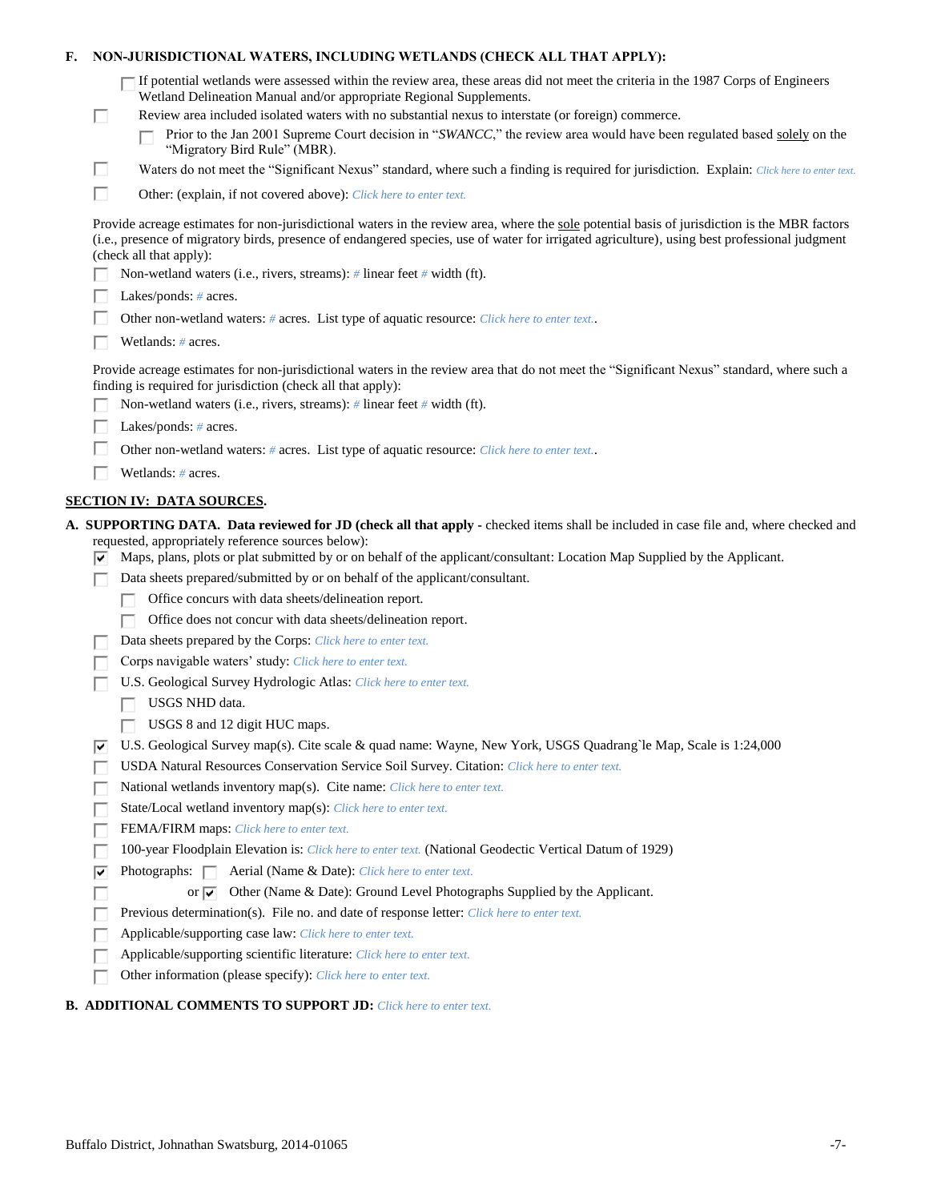**F. NON-JURISDICTIONAL WATERS, INCLUDING WETLANDS (CHECK ALL THAT APPLY):**

- ☐ If potential wetlands were assessed within the review area, these areas did not meet the criteria in the 1987 Corps of Engineers Wetland Delineation Manual and/or appropriate Regional Supplements.
- ☐ Review area included isolated waters with no substantial nexus to interstate (or foreign) commerce.
  - ☐ Prior to the Jan 2001 Supreme Court decision in "*SWANCC*," the review area would have been regulated based solely on the "Migratory Bird Rule" (MBR).
- ☐ Waters do not meet the "Significant Nexus" standard, where such a finding is required for jurisdiction. Explain: Click here to enter text.
- ☐ Other: (explain, if not covered above): Click here to enter text.

Provide acreage estimates for non-jurisdictional waters in the review area, where the sole potential basis of jurisdiction is the MBR factors (i.e., presence of migratory birds, presence of endangered species, use of water for irrigated agriculture), using best professional judgment (check all that apply):

- ☐ Non-wetland waters (i.e., rivers, streams): # linear feet # width (ft).
- ☐ Lakes/ponds: # acres.
- ☐ Other non-wetland waters: # acres. List type of aquatic resource: Click here to enter text..
- ☐ Wetlands: # acres.

Provide acreage estimates for non-jurisdictional waters in the review area that do not meet the "Significant Nexus" standard, where such a finding is required for jurisdiction (check all that apply):

- ☐ Non-wetland waters (i.e., rivers, streams): # linear feet # width (ft).
- ☐ Lakes/ponds: # acres.
- ☐ Other non-wetland waters: # acres. List type of aquatic resource: Click here to enter text..
- ☐ Wetlands: # acres.

## SECTION IV: DATA SOURCES.

**A. SUPPORTING DATA. Data reviewed for JD (check all that apply** - checked items shall be included in case file and, where checked and requested, appropriately reference sources below):

- ☑ Maps, plans, plots or plat submitted by or on behalf of the applicant/consultant: Location Map Supplied by the Applicant.
- ☐ Data sheets prepared/submitted by or on behalf of the applicant/consultant.
  - ☐ Office concurs with data sheets/delineation report.
  - ☐ Office does not concur with data sheets/delineation report.
- ☐ Data sheets prepared by the Corps: Click here to enter text.
- ☐ Corps navigable waters' study: Click here to enter text.
- ☐ U.S. Geological Survey Hydrologic Atlas: Click here to enter text.
  - ☐ USGS NHD data.
  - ☐ USGS 8 and 12 digit HUC maps.
- ☑ U.S. Geological Survey map(s). Cite scale & quad name: Wayne, New York, USGS Quadrang`le Map, Scale is 1:24,000
- ☐ USDA Natural Resources Conservation Service Soil Survey. Citation: Click here to enter text.
- ☐ National wetlands inventory map(s). Cite name: Click here to enter text.
- ☐ State/Local wetland inventory map(s): Click here to enter text.
- ☐ FEMA/FIRM maps: Click here to enter text.
- ☐ 100-year Floodplain Elevation is: Click here to enter text. (National Geodectic Vertical Datum of 1929)
- ☑ Photographs: ☐ Aerial (Name & Date): Click here to enter text.
- ☐ or ☑ Other (Name & Date): Ground Level Photographs Supplied by the Applicant.
- ☐ Previous determination(s). File no. and date of response letter: Click here to enter text.
- ☐ Applicable/supporting case law: Click here to enter text.
- ☐ Applicable/supporting scientific literature: Click here to enter text.
- ☐ Other information (please specify): Click here to enter text.

**B. ADDITIONAL COMMENTS TO SUPPORT JD:** Click here to enter text.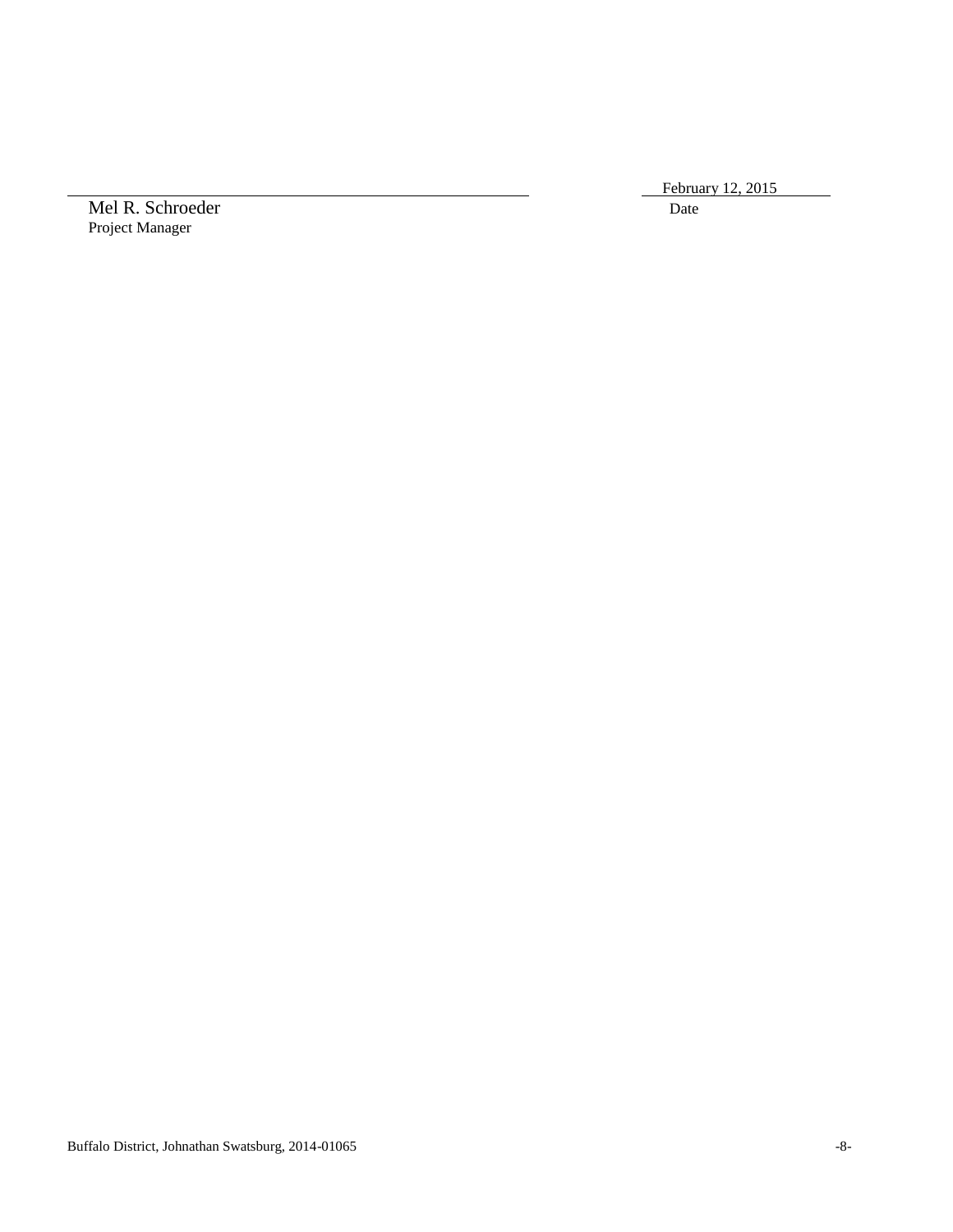Mel R. Schroeder
Project Manager

February 12, 2015
Date